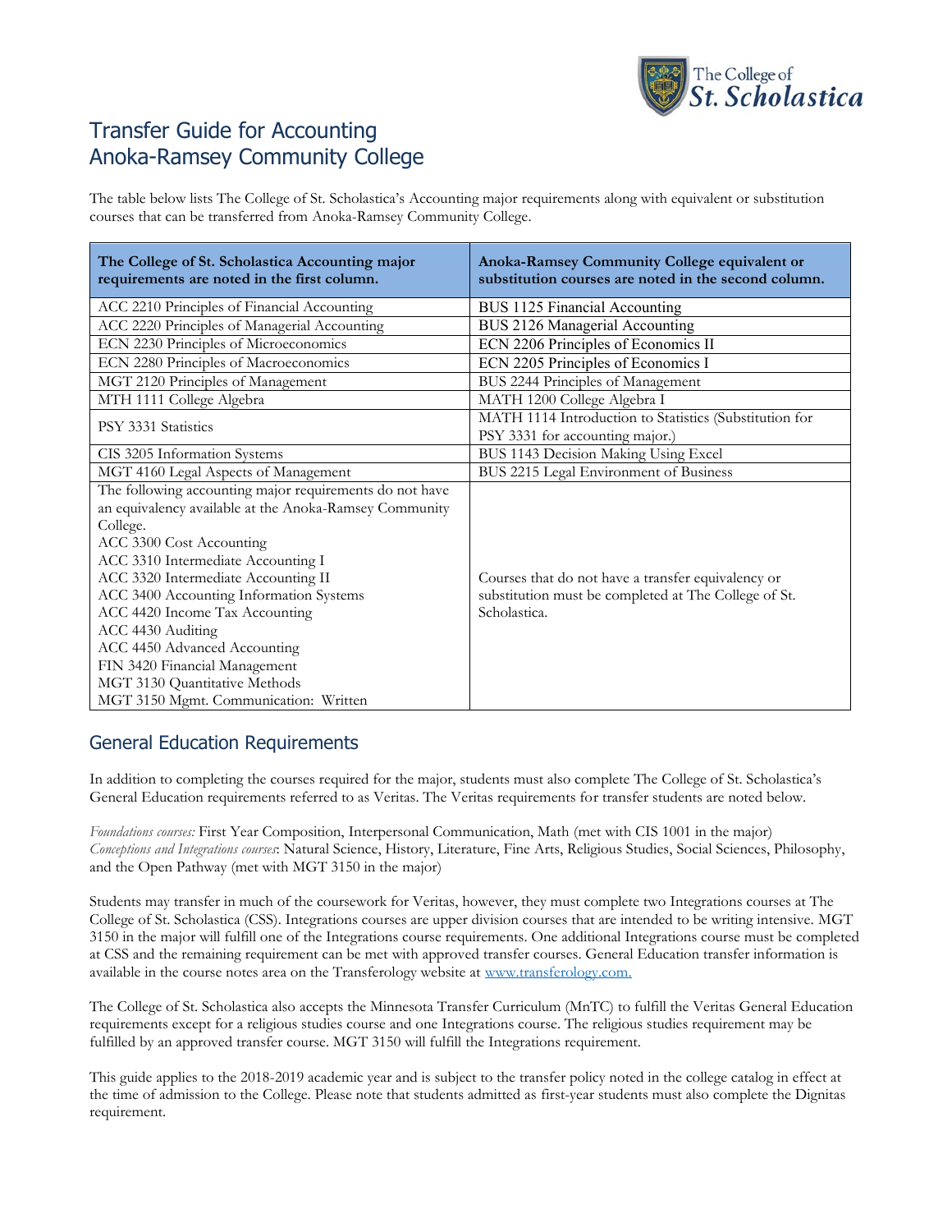# Transfer Guide for Accounting
# Anoka-Ramsey Community College

The table below lists The College of St. Scholastica's Accounting major requirements along with equivalent or substitution courses that can be transferred from Anoka-Ramsey Community College.

| The College of St. Scholastica Accounting major requirements are noted in the first column. | Anoka-Ramsey Community College equivalent or substitution courses are noted in the second column. |
|---|---|
| ACC 2210 Principles of Financial Accounting | BUS 1125 Financial Accounting |
| ACC 2220 Principles of Managerial Accounting | BUS 2126 Managerial Accounting |
| ECN 2230 Principles of Microeconomics | ECN 2206 Principles of Economics II |
| ECN 2280 Principles of Macroeconomics | ECN 2205 Principles of Economics I |
| MGT 2120 Principles of Management | BUS 2244 Principles of Management |
| MTH 1111 College Algebra | MATH 1200 College Algebra I |
| PSY 3331 Statistics | MATH 1114 Introduction to Statistics (Substitution for PSY 3331 for accounting major.) |
| CIS 3205 Information Systems | BUS 1143 Decision Making Using Excel |
| MGT 4160 Legal Aspects of Management | BUS 2215 Legal Environment of Business |
| The following accounting major requirements do not have an equivalency available at the Anoka-Ramsey Community College.<br>ACC 3300 Cost Accounting<br>ACC 3310 Intermediate Accounting I<br>ACC 3320 Intermediate Accounting II<br>ACC 3400 Accounting Information Systems<br>ACC 4420 Income Tax Accounting<br>ACC 4430 Auditing<br>ACC 4450 Advanced Accounting<br>FIN 3420 Financial Management<br>MGT 3130 Quantitative Methods<br>MGT 3150 Mgmt. Communication: Written | Courses that do not have a transfer equivalency or substitution must be completed at The College of St. Scholastica. |

## General Education Requirements

In addition to completing the courses required for the major, students must also complete The College of St. Scholastica's General Education requirements referred to as Veritas. The Veritas requirements for transfer students are noted below.

*Foundations courses:* First Year Composition, Interpersonal Communication, Math (met with CIS 1001 in the major)
*Conceptions and Integrations courses*: Natural Science, History, Literature, Fine Arts, Religious Studies, Social Sciences, Philosophy, and the Open Pathway (met with MGT 3150 in the major)

Students may transfer in much of the coursework for Veritas, however, they must complete two Integrations courses at The College of St. Scholastica (CSS). Integrations courses are upper division courses that are intended to be writing intensive. MGT 3150 in the major will fulfill one of the Integrations course requirements. One additional Integrations course must be completed at CSS and the remaining requirement can be met with approved transfer courses. General Education transfer information is available in the course notes area on the Transferology website at [www.transferology.com.](http://www.transferology.com)

The College of St. Scholastica also accepts the Minnesota Transfer Curriculum (MnTC) to fulfill the Veritas General Education requirements except for a religious studies course and one Integrations course. The religious studies requirement may be fulfilled by an approved transfer course. MGT 3150 will fulfill the Integrations requirement.

This guide applies to the 2018-2019 academic year and is subject to the transfer policy noted in the college catalog in effect at the time of admission to the College. Please note that students admitted as first-year students must also complete the Dignitas requirement.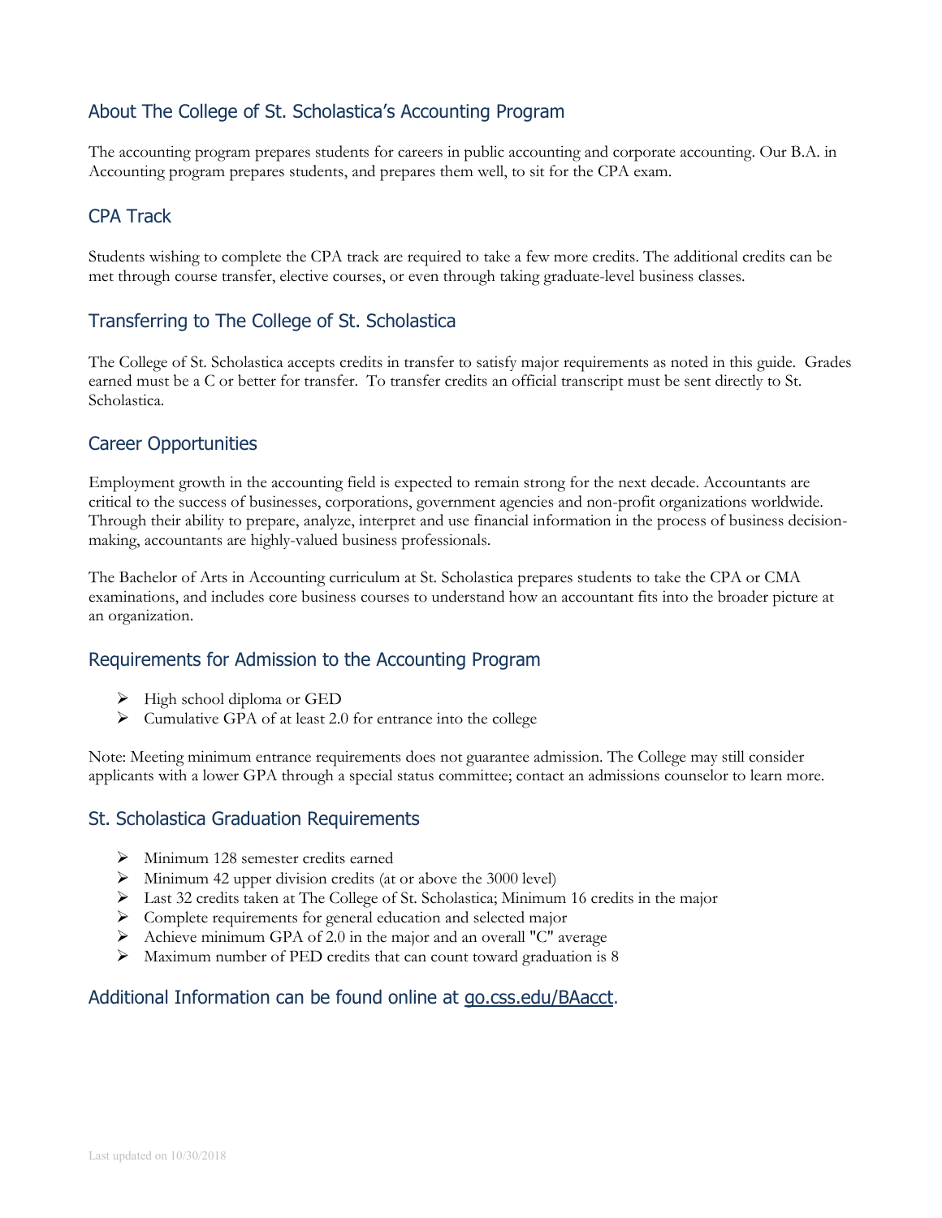## About The College of St. Scholastica's Accounting Program

The accounting program prepares students for careers in public accounting and corporate accounting. Our B.A. in Accounting program prepares students, and prepares them well, to sit for the CPA exam.

## CPA Track

Students wishing to complete the CPA track are required to take a few more credits. The additional credits can be met through course transfer, elective courses, or even through taking graduate-level business classes.

## Transferring to The College of St. Scholastica

The College of St. Scholastica accepts credits in transfer to satisfy major requirements as noted in this guide. Grades earned must be a C or better for transfer. To transfer credits an official transcript must be sent directly to St. Scholastica.

## Career Opportunities

Employment growth in the accounting field is expected to remain strong for the next decade. Accountants are critical to the success of businesses, corporations, government agencies and non-profit organizations worldwide. Through their ability to prepare, analyze, interpret and use financial information in the process of business decision-making, accountants are highly-valued business professionals.

The Bachelor of Arts in Accounting curriculum at St. Scholastica prepares students to take the CPA or CMA examinations, and includes core business courses to understand how an accountant fits into the broader picture at an organization.

## Requirements for Admission to the Accounting Program

- High school diploma or GED
- Cumulative GPA of at least 2.0 for entrance into the college

Note: Meeting minimum entrance requirements does not guarantee admission. The College may still consider applicants with a lower GPA through a special status committee; contact an admissions counselor to learn more.

## St. Scholastica Graduation Requirements

- Minimum 128 semester credits earned
- Minimum 42 upper division credits (at or above the 3000 level)
- Last 32 credits taken at The College of St. Scholastica; Minimum 16 credits in the major
- Complete requirements for general education and selected major
- Achieve minimum GPA of 2.0 in the major and an overall "C" average
- Maximum number of PED credits that can count toward graduation is 8

## Additional Information can be found online at go.css.edu/BAacct.

Last updated on 10/30/2018